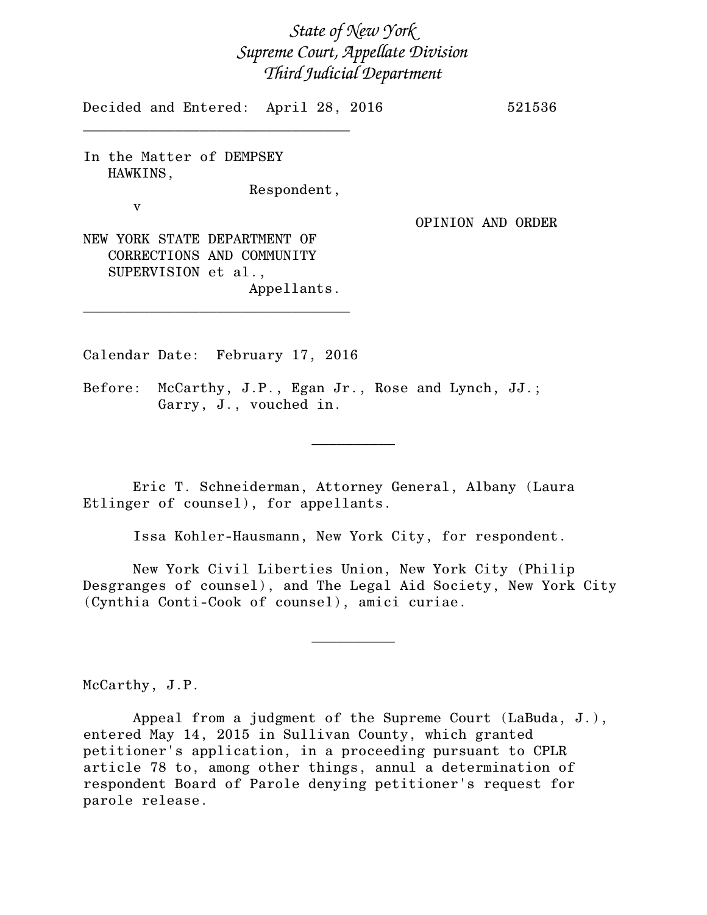*State of New York*
*Supreme Court, Appellate Division*
*Third Judicial Department*

Decided and Entered: April 28, 2016 521536

---

In the Matter of DEMPSEY HAWKINS,
Respondent,

v

OPINION AND ORDER

NEW YORK STATE DEPARTMENT OF CORRECTIONS AND COMMUNITY SUPERVISION et al.,
Appellants.

---

Calendar Date: February 17, 2016

Before: McCarthy, J.P., Egan Jr., Rose and Lynch, JJ.; Garry, J., vouched in.

---

Eric T. Schneiderman, Attorney General, Albany (Laura Etlinger of counsel), for appellants.

Issa Kohler-Hausmann, New York City, for respondent.

New York Civil Liberties Union, New York City (Philip Desgranges of counsel), and The Legal Aid Society, New York City (Cynthia Conti-Cook of counsel), amici curiae.

---

McCarthy, J.P.

Appeal from a judgment of the Supreme Court (LaBuda, J.), entered May 14, 2015 in Sullivan County, which granted petitioner's application, in a proceeding pursuant to CPLR article 78 to, among other things, annul a determination of respondent Board of Parole denying petitioner's request for parole release.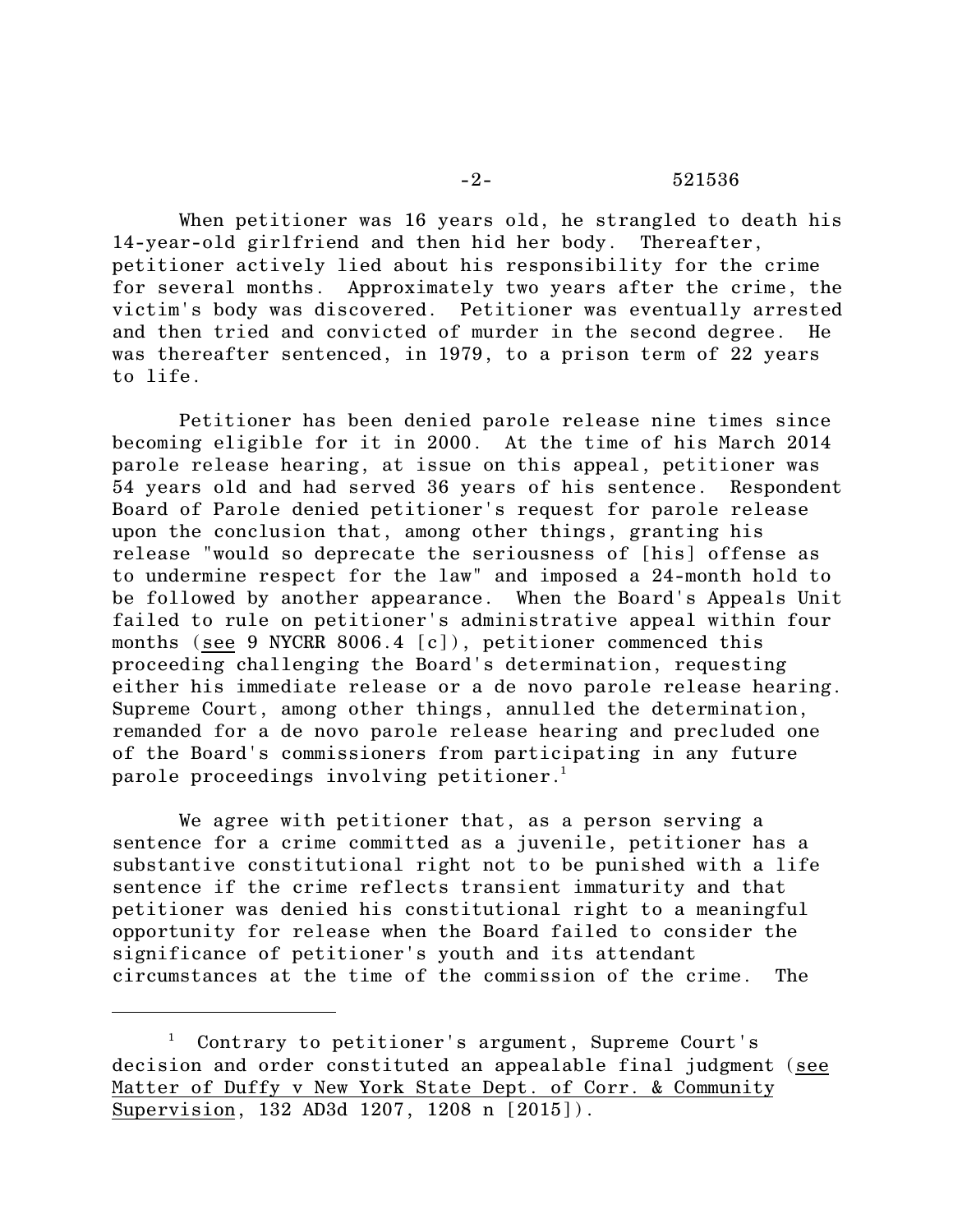When petitioner was 16 years old, he strangled to death his 14-year-old girlfriend and then hid her body. Thereafter, petitioner actively lied about his responsibility for the crime for several months. Approximately two years after the crime, the victim's body was discovered. Petitioner was eventually arrested and then tried and convicted of murder in the second degree. He was thereafter sentenced, in 1979, to a prison term of 22 years to life.

Petitioner has been denied parole release nine times since becoming eligible for it in 2000. At the time of his March 2014 parole release hearing, at issue on this appeal, petitioner was 54 years old and had served 36 years of his sentence. Respondent Board of Parole denied petitioner's request for parole release upon the conclusion that, among other things, granting his release "would so deprecate the seriousness of [his] offense as to undermine respect for the law" and imposed a 24-month hold to be followed by another appearance. When the Board's Appeals Unit failed to rule on petitioner's administrative appeal within four months (see 9 NYCRR 8006.4 [c]), petitioner commenced this proceeding challenging the Board's determination, requesting either his immediate release or a de novo parole release hearing. Supreme Court, among other things, annulled the determination, remanded for a de novo parole release hearing and precluded one of the Board's commissioners from participating in any future parole proceedings involving petitioner.[1]

We agree with petitioner that, as a person serving a sentence for a crime committed as a juvenile, petitioner has a substantive constitutional right not to be punished with a life sentence if the crime reflects transient immaturity and that petitioner was denied his constitutional right to a meaningful opportunity for release when the Board failed to consider the significance of petitioner's youth and its attendant circumstances at the time of the commission of the crime. The

---

[1] Contrary to petitioner's argument, Supreme Court's decision and order constituted an appealable final judgment (see Matter of Duffy v New York State Dept. of Corr. & Community Supervision, 132 AD3d 1207, 1208 n [2015]).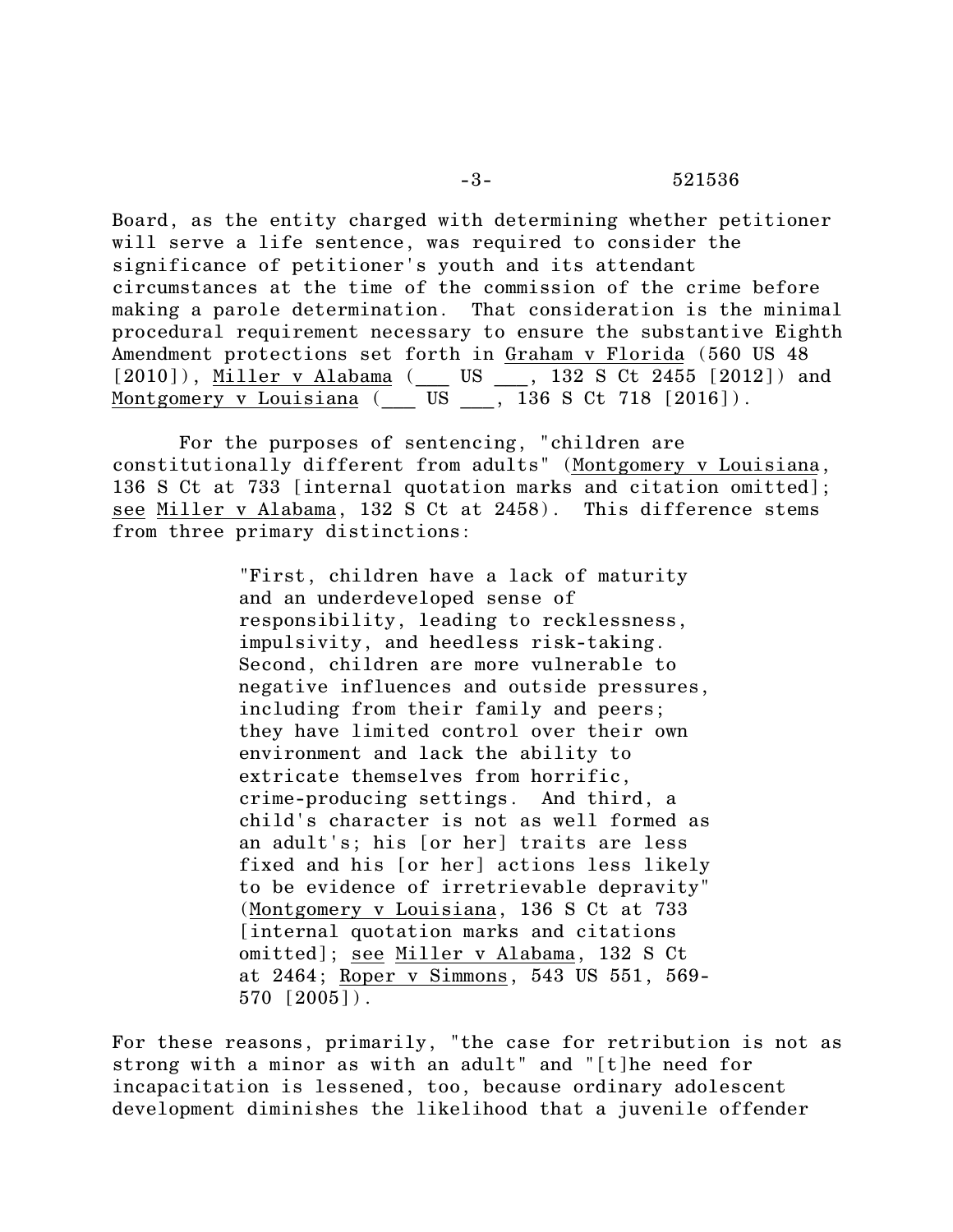Board, as the entity charged with determining whether petitioner will serve a life sentence, was required to consider the significance of petitioner's youth and its attendant circumstances at the time of the commission of the crime before making a parole determination. That consideration is the minimal procedural requirement necessary to ensure the substantive Eighth Amendment protections set forth in Graham v Florida (560 US 48 [2010]), Miller v Alabama (___ US ___, 132 S Ct 2455 [2012]) and Montgomery v Louisiana (___ US ___, 136 S Ct 718 [2016]).

For the purposes of sentencing, "children are constitutionally different from adults" (Montgomery v Louisiana, 136 S Ct at 733 [internal quotation marks and citation omitted]; see Miller v Alabama, 132 S Ct at 2458). This difference stems from three primary distinctions:

> "First, children have a lack of maturity and an underdeveloped sense of responsibility, leading to recklessness, impulsivity, and heedless risk-taking. Second, children are more vulnerable to negative influences and outside pressures, including from their family and peers; they have limited control over their own environment and lack the ability to extricate themselves from horrific, crime-producing settings. And third, a child's character is not as well formed as an adult's; his [or her] traits are less fixed and his [or her] actions less likely to be evidence of irretrievable depravity" (Montgomery v Louisiana, 136 S Ct at 733 [internal quotation marks and citations omitted]; see Miller v Alabama, 132 S Ct at 2464; Roper v Simmons, 543 US 551, 569-570 [2005]).

For these reasons, primarily, "the case for retribution is not as strong with a minor as with an adult" and "[t]he need for incapacitation is lessened, too, because ordinary adolescent development diminishes the likelihood that a juvenile offender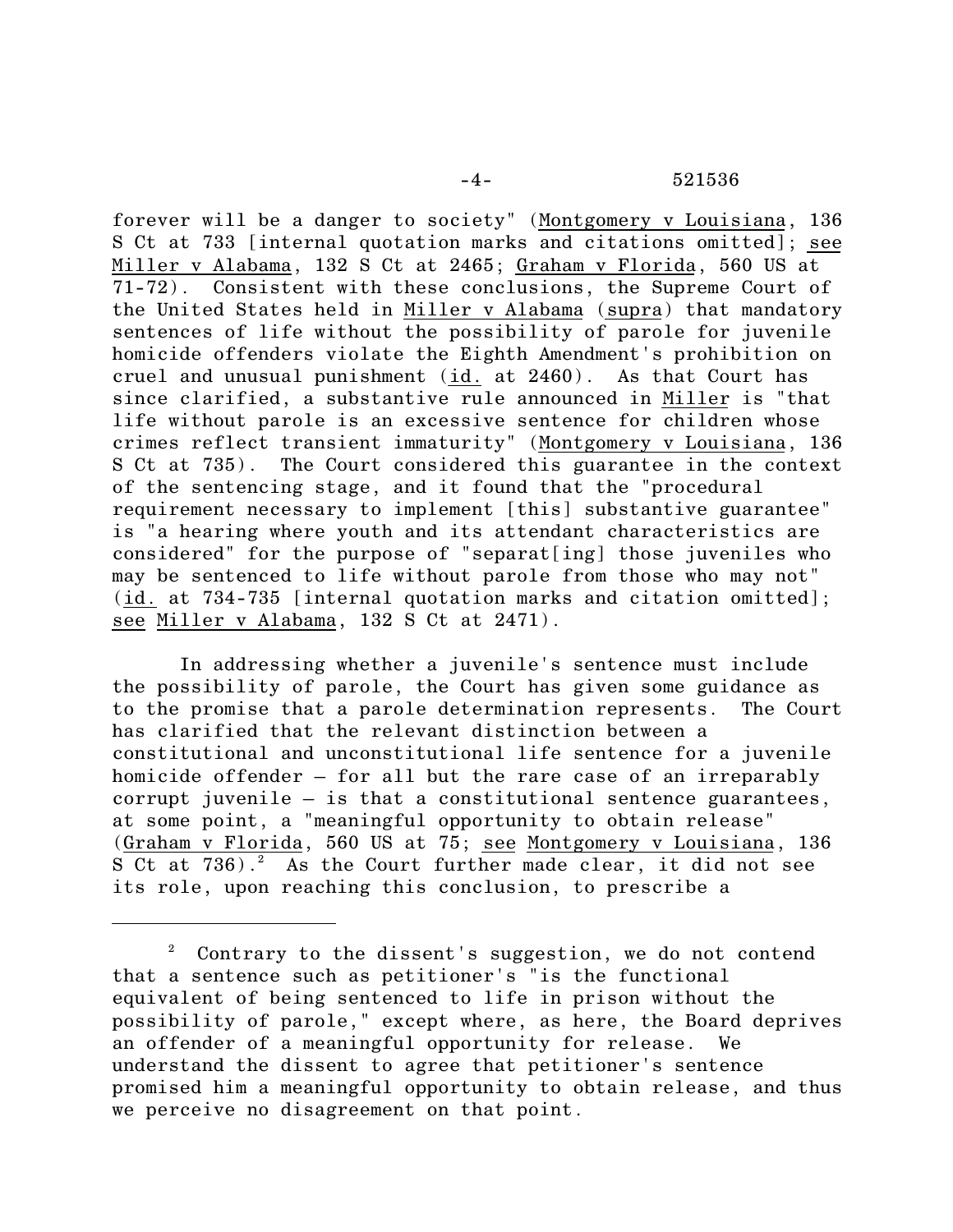forever will be a danger to society" (Montgomery v Louisiana, 136 S Ct at 733 [internal quotation marks and citations omitted]; see Miller v Alabama, 132 S Ct at 2465; Graham v Florida, 560 US at 71-72). Consistent with these conclusions, the Supreme Court of the United States held in Miller v Alabama (supra) that mandatory sentences of life without the possibility of parole for juvenile homicide offenders violate the Eighth Amendment's prohibition on cruel and unusual punishment (id. at 2460). As that Court has since clarified, a substantive rule announced in Miller is "that life without parole is an excessive sentence for children whose crimes reflect transient immaturity" (Montgomery v Louisiana, 136 S Ct at 735). The Court considered this guarantee in the context of the sentencing stage, and it found that the "procedural requirement necessary to implement [this] substantive guarantee" is "a hearing where youth and its attendant characteristics are considered" for the purpose of "separat[ing] those juveniles who may be sentenced to life without parole from those who may not" (id. at 734-735 [internal quotation marks and citation omitted]; see Miller v Alabama, 132 S Ct at 2471).

In addressing whether a juvenile's sentence must include the possibility of parole, the Court has given some guidance as to the promise that a parole determination represents. The Court has clarified that the relevant distinction between a constitutional and unconstitutional life sentence for a juvenile homicide offender – for all but the rare case of an irreparably corrupt juvenile – is that a constitutional sentence guarantees, at some point, a "meaningful opportunity to obtain release" (Graham v Florida, 560 US at 75; see Montgomery v Louisiana, 136 S Ct at 736).[2] As the Court further made clear, it did not see its role, upon reaching this conclusion, to prescribe a

---

[2] Contrary to the dissent's suggestion, we do not contend that a sentence such as petitioner's "is the functional equivalent of being sentenced to life in prison without the possibility of parole," except where, as here, the Board deprives an offender of a meaningful opportunity for release. We understand the dissent to agree that petitioner's sentence promised him a meaningful opportunity to obtain release, and thus we perceive no disagreement on that point.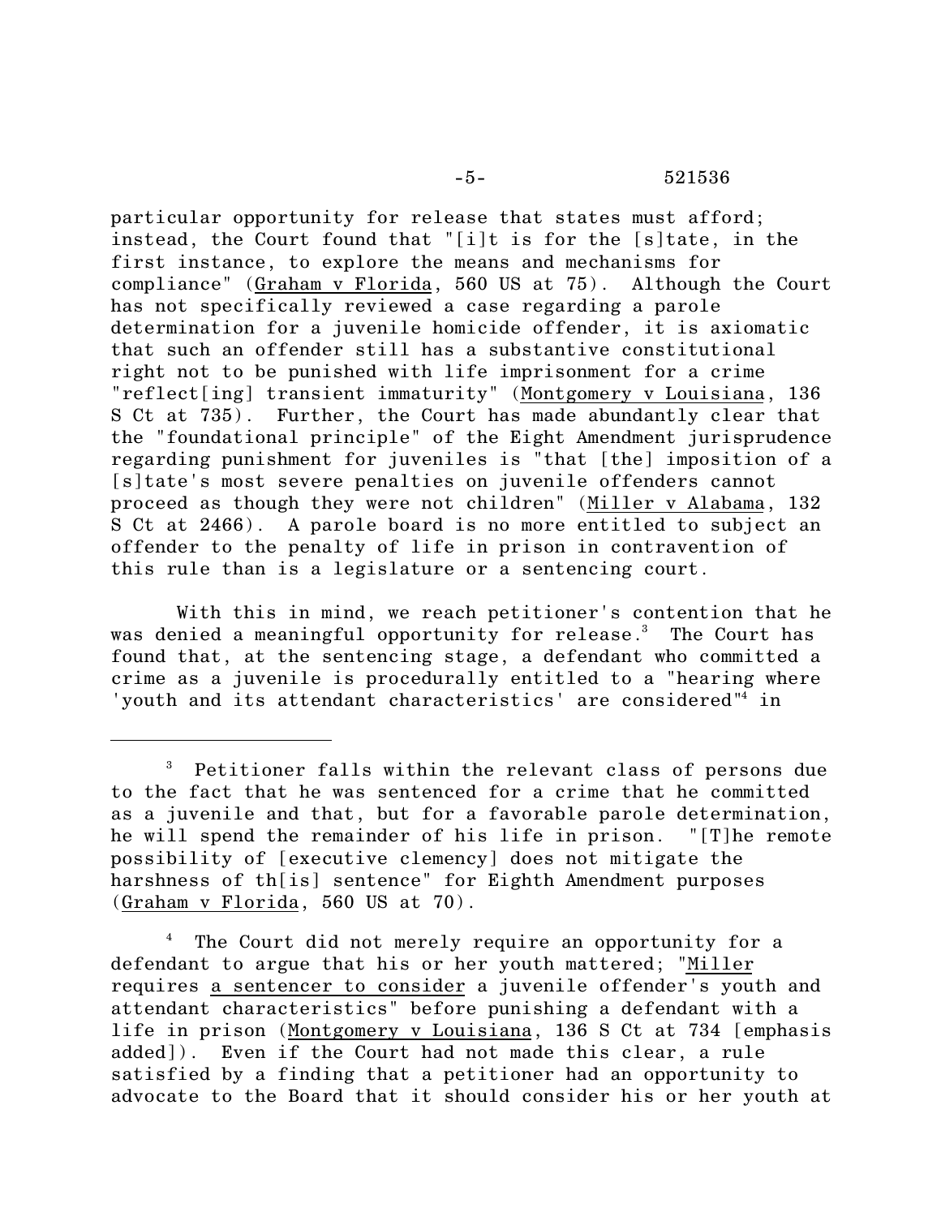particular opportunity for release that states must afford; instead, the Court found that "[i]t is for the [s]tate, in the first instance, to explore the means and mechanisms for compliance" (Graham v Florida, 560 US at 75). Although the Court has not specifically reviewed a case regarding a parole determination for a juvenile homicide offender, it is axiomatic that such an offender still has a substantive constitutional right not to be punished with life imprisonment for a crime "reflect[ing] transient immaturity" (Montgomery v Louisiana, 136 S Ct at 735). Further, the Court has made abundantly clear that the "foundational principle" of the Eight Amendment jurisprudence regarding punishment for juveniles is "that [the] imposition of a [s]tate's most severe penalties on juvenile offenders cannot proceed as though they were not children" (Miller v Alabama, 132 S Ct at 2466). A parole board is no more entitled to subject an offender to the penalty of life in prison in contravention of this rule than is a legislature or a sentencing court.

With this in mind, we reach petitioner's contention that he was denied a meaningful opportunity for release.[3] The Court has found that, at the sentencing stage, a defendant who committed a crime as a juvenile is procedurally entitled to a "hearing where 'youth and its attendant characteristics' are considered"[4] in

---

[3] Petitioner falls within the relevant class of persons due to the fact that he was sentenced for a crime that he committed as a juvenile and that, but for a favorable parole determination, he will spend the remainder of his life in prison. "[T]he remote possibility of [executive clemency] does not mitigate the harshness of th[is] sentence" for Eighth Amendment purposes (Graham v Florida, 560 US at 70).

[4] The Court did not merely require an opportunity for a defendant to argue that his or her youth mattered; "Miller requires a sentencer to consider a juvenile offender's youth and attendant characteristics" before punishing a defendant with a life in prison (Montgomery v Louisiana, 136 S Ct at 734 [emphasis added]). Even if the Court had not made this clear, a rule satisfied by a finding that a petitioner had an opportunity to advocate to the Board that it should consider his or her youth at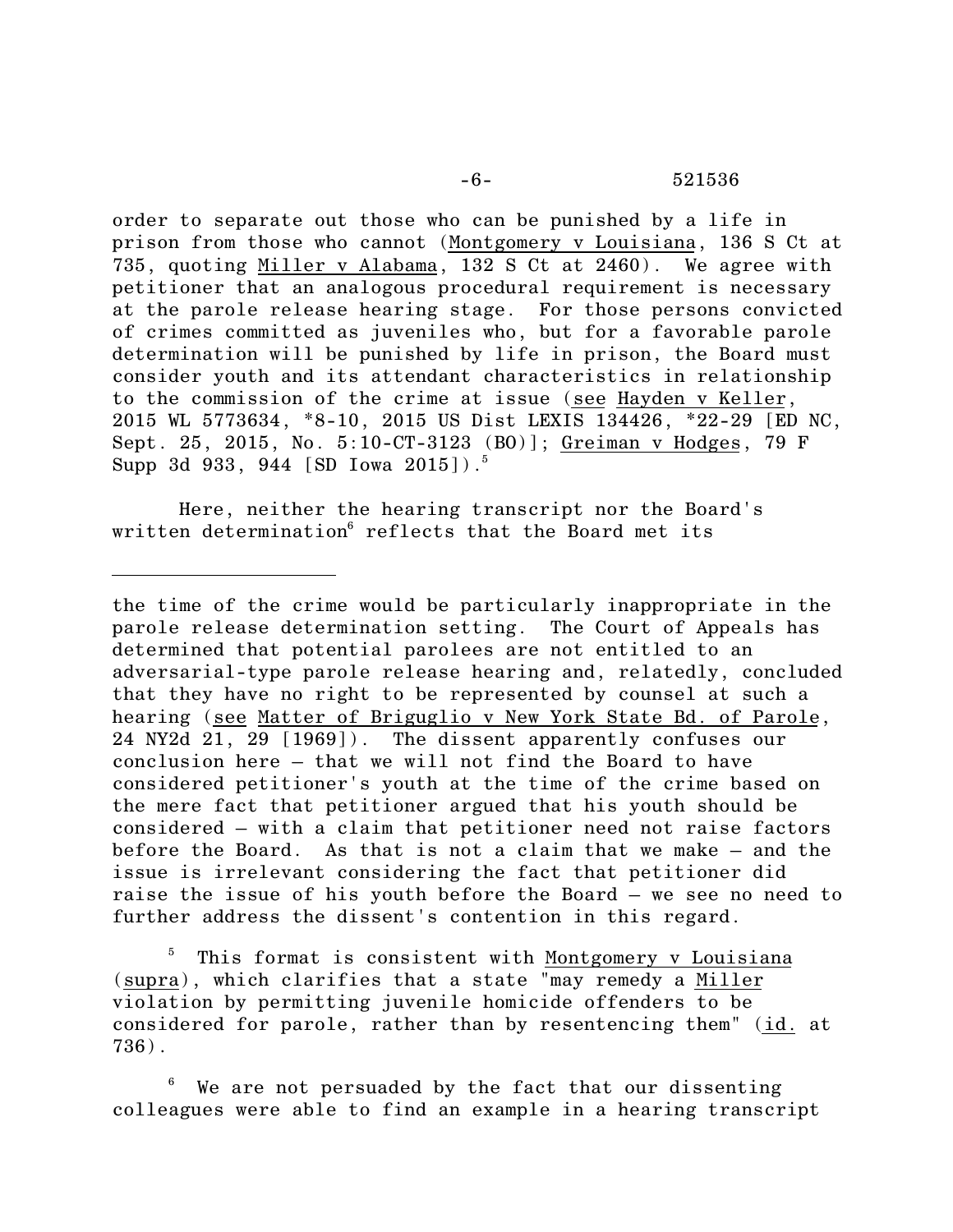order to separate out those who can be punished by a life in prison from those who cannot (Montgomery v Louisiana, 136 S Ct at 735, quoting Miller v Alabama, 132 S Ct at 2460). We agree with petitioner that an analogous procedural requirement is necessary at the parole release hearing stage. For those persons convicted of crimes committed as juveniles who, but for a favorable parole determination will be punished by life in prison, the Board must consider youth and its attendant characteristics in relationship to the commission of the crime at issue (see Hayden v Keller, 2015 WL 5773634, *8-10, 2015 US Dist LEXIS 134426, *22-29 [ED NC, Sept. 25, 2015, No. 5:10-CT-3123 (BO)]; Greiman v Hodges, 79 F Supp 3d 933, 944 [SD Iowa 2015]).[5]

Here, neither the hearing transcript nor the Board's written determination[6] reflects that the Board met its

---

the time of the crime would be particularly inappropriate in the parole release determination setting. The Court of Appeals has determined that potential parolees are not entitled to an adversarial-type parole release hearing and, relatedly, concluded that they have no right to be represented by counsel at such a hearing (see Matter of Briguglio v New York State Bd. of Parole, 24 NY2d 21, 29 [1969]). The dissent apparently confuses our conclusion here – that we will not find the Board to have considered petitioner's youth at the time of the crime based on the mere fact that petitioner argued that his youth should be considered – with a claim that petitioner need not raise factors before the Board. As that is not a claim that we make – and the issue is irrelevant considering the fact that petitioner did raise the issue of his youth before the Board – we see no need to further address the dissent's contention in this regard.

[5] This format is consistent with Montgomery v Louisiana (supra), which clarifies that a state "may remedy a Miller violation by permitting juvenile homicide offenders to be considered for parole, rather than by resentencing them" (id. at 736).

[6] We are not persuaded by the fact that our dissenting colleagues were able to find an example in a hearing transcript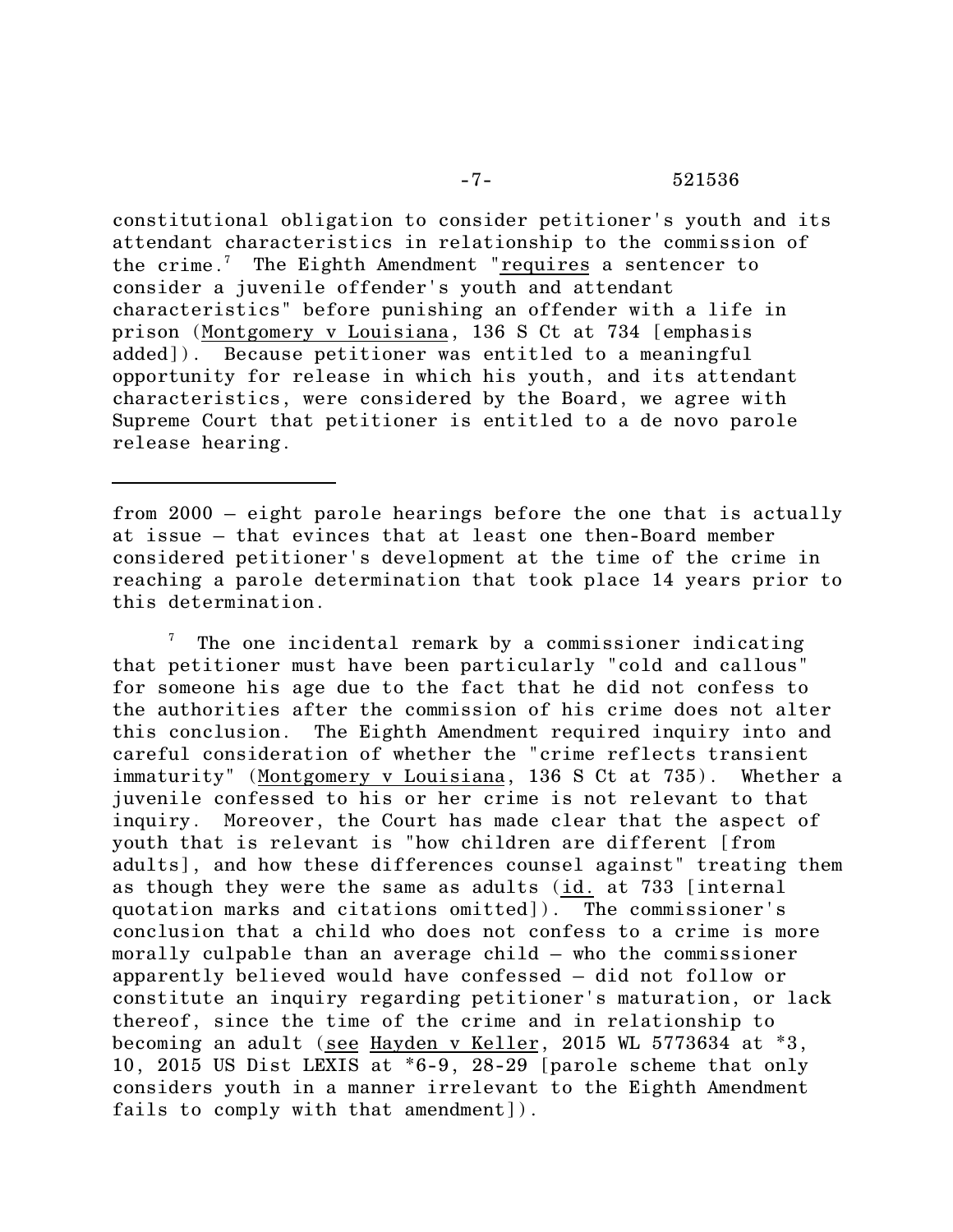constitutional obligation to consider petitioner's youth and its attendant characteristics in relationship to the commission of the crime.[7] The Eighth Amendment "requires a sentencer to consider a juvenile offender's youth and attendant characteristics" before punishing an offender with a life in prison (Montgomery v Louisiana, 136 S Ct at 734 [emphasis added]). Because petitioner was entitled to a meaningful opportunity for release in which his youth, and its attendant characteristics, were considered by the Board, we agree with Supreme Court that petitioner is entitled to a de novo parole release hearing.

---

from 2000 – eight parole hearings before the one that is actually at issue – that evinces that at least one then-Board member considered petitioner's development at the time of the crime in reaching a parole determination that took place 14 years prior to this determination.

[7] The one incidental remark by a commissioner indicating that petitioner must have been particularly "cold and callous" for someone his age due to the fact that he did not confess to the authorities after the commission of his crime does not alter this conclusion. The Eighth Amendment required inquiry into and careful consideration of whether the "crime reflects transient immaturity" (Montgomery v Louisiana, 136 S Ct at 735). Whether a juvenile confessed to his or her crime is not relevant to that inquiry. Moreover, the Court has made clear that the aspect of youth that is relevant is "how children are different [from adults], and how these differences counsel against" treating them as though they were the same as adults (id. at 733 [internal quotation marks and citations omitted]). The commissioner's conclusion that a child who does not confess to a crime is more morally culpable than an average child – who the commissioner apparently believed would have confessed – did not follow or constitute an inquiry regarding petitioner's maturation, or lack thereof, since the time of the crime and in relationship to becoming an adult (see Hayden v Keller, 2015 WL 5773634 at *3, 10, 2015 US Dist LEXIS at *6-9, 28-29 [parole scheme that only considers youth in a manner irrelevant to the Eighth Amendment fails to comply with that amendment]).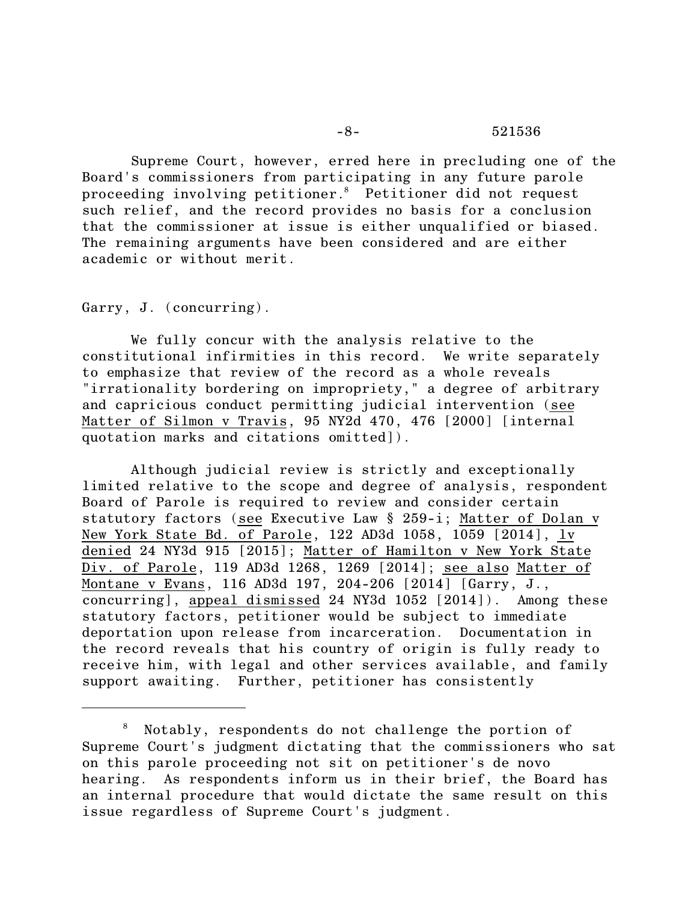Supreme Court, however, erred here in precluding one of the Board's commissioners from participating in any future parole proceeding involving petitioner.[8] Petitioner did not request such relief, and the record provides no basis for a conclusion that the commissioner at issue is either unqualified or biased. The remaining arguments have been considered and are either academic or without merit.

Garry, J. (concurring).

We fully concur with the analysis relative to the constitutional infirmities in this record. We write separately to emphasize that review of the record as a whole reveals "irrationality bordering on impropriety," a degree of arbitrary and capricious conduct permitting judicial intervention (see Matter of Silmon v Travis, 95 NY2d 470, 476 [2000] [internal quotation marks and citations omitted]).

Although judicial review is strictly and exceptionally limited relative to the scope and degree of analysis, respondent Board of Parole is required to review and consider certain statutory factors (see Executive Law § 259-i; Matter of Dolan v New York State Bd. of Parole, 122 AD3d 1058, 1059 [2014], lv denied 24 NY3d 915 [2015]; Matter of Hamilton v New York State Div. of Parole, 119 AD3d 1268, 1269 [2014]; see also Matter of Montane v Evans, 116 AD3d 197, 204-206 [2014] [Garry, J., concurring], appeal dismissed 24 NY3d 1052 [2014]). Among these statutory factors, petitioner would be subject to immediate deportation upon release from incarceration. Documentation in the record reveals that his country of origin is fully ready to receive him, with legal and other services available, and family support awaiting. Further, petitioner has consistently

---

[8] Notably, respondents do not challenge the portion of Supreme Court's judgment dictating that the commissioners who sat on this parole proceeding not sit on petitioner's de novo hearing. As respondents inform us in their brief, the Board has an internal procedure that would dictate the same result on this issue regardless of Supreme Court's judgment.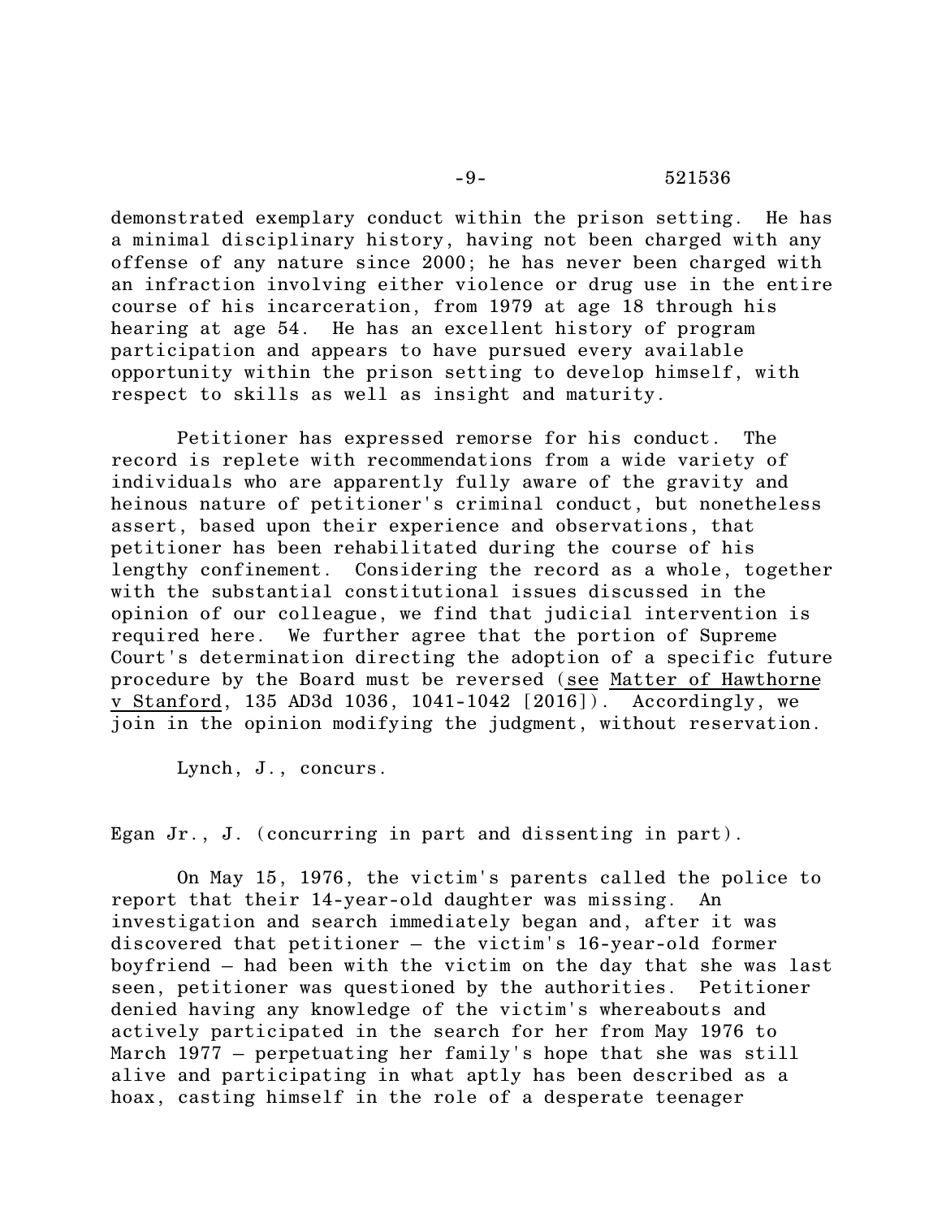demonstrated exemplary conduct within the prison setting. He has a minimal disciplinary history, having not been charged with any offense of any nature since 2000; he has never been charged with an infraction involving either violence or drug use in the entire course of his incarceration, from 1979 at age 18 through his hearing at age 54. He has an excellent history of program participation and appears to have pursued every available opportunity within the prison setting to develop himself, with respect to skills as well as insight and maturity.

Petitioner has expressed remorse for his conduct. The record is replete with recommendations from a wide variety of individuals who are apparently fully aware of the gravity and heinous nature of petitioner's criminal conduct, but nonetheless assert, based upon their experience and observations, that petitioner has been rehabilitated during the course of his lengthy confinement. Considering the record as a whole, together with the substantial constitutional issues discussed in the opinion of our colleague, we find that judicial intervention is required here. We further agree that the portion of Supreme Court's determination directing the adoption of a specific future procedure by the Board must be reversed (see Matter of Hawthorne v Stanford, 135 AD3d 1036, 1041-1042 [2016]). Accordingly, we join in the opinion modifying the judgment, without reservation.

Lynch, J., concurs.

Egan Jr., J. (concurring in part and dissenting in part).

On May 15, 1976, the victim's parents called the police to report that their 14-year-old daughter was missing. An investigation and search immediately began and, after it was discovered that petitioner – the victim's 16-year-old former boyfriend – had been with the victim on the day that she was last seen, petitioner was questioned by the authorities. Petitioner denied having any knowledge of the victim's whereabouts and actively participated in the search for her from May 1976 to March 1977 – perpetuating her family's hope that she was still alive and participating in what aptly has been described as a hoax, casting himself in the role of a desperate teenager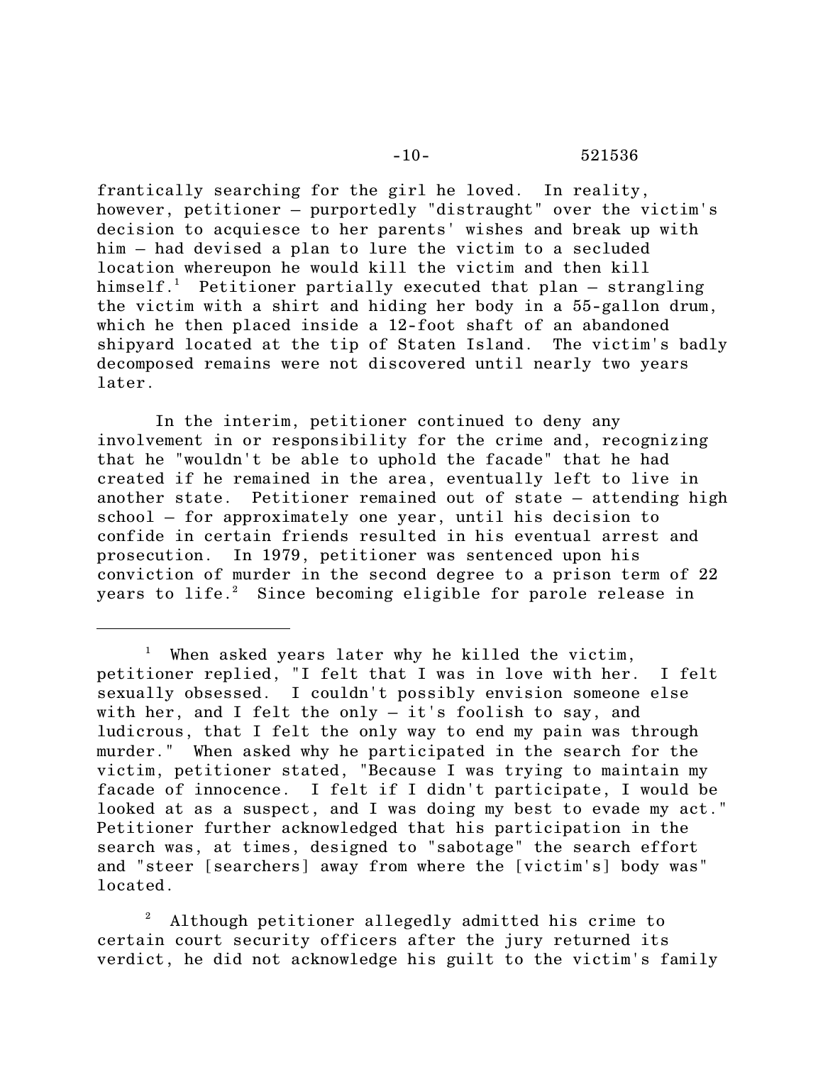frantically searching for the girl he loved. In reality, however, petitioner – purportedly "distraught" over the victim's decision to acquiesce to her parents' wishes and break up with him – had devised a plan to lure the victim to a secluded location whereupon he would kill the victim and then kill himself.[1] Petitioner partially executed that plan – strangling the victim with a shirt and hiding her body in a 55-gallon drum, which he then placed inside a 12-foot shaft of an abandoned shipyard located at the tip of Staten Island. The victim's badly decomposed remains were not discovered until nearly two years later.

In the interim, petitioner continued to deny any involvement in or responsibility for the crime and, recognizing that he "wouldn't be able to uphold the facade" that he had created if he remained in the area, eventually left to live in another state. Petitioner remained out of state – attending high school – for approximately one year, until his decision to confide in certain friends resulted in his eventual arrest and prosecution. In 1979, petitioner was sentenced upon his conviction of murder in the second degree to a prison term of 22 years to life.[2] Since becoming eligible for parole release in

---

[1] When asked years later why he killed the victim, petitioner replied, "I felt that I was in love with her. I felt sexually obsessed. I couldn't possibly envision someone else with her, and I felt the only – it's foolish to say, and ludicrous, that I felt the only way to end my pain was through murder." When asked why he participated in the search for the victim, petitioner stated, "Because I was trying to maintain my facade of innocence. I felt if I didn't participate, I would be looked at as a suspect, and I was doing my best to evade my act." Petitioner further acknowledged that his participation in the search was, at times, designed to "sabotage" the search effort and "steer [searchers] away from where the [victim's] body was" located.

[2] Although petitioner allegedly admitted his crime to certain court security officers after the jury returned its verdict, he did not acknowledge his guilt to the victim's family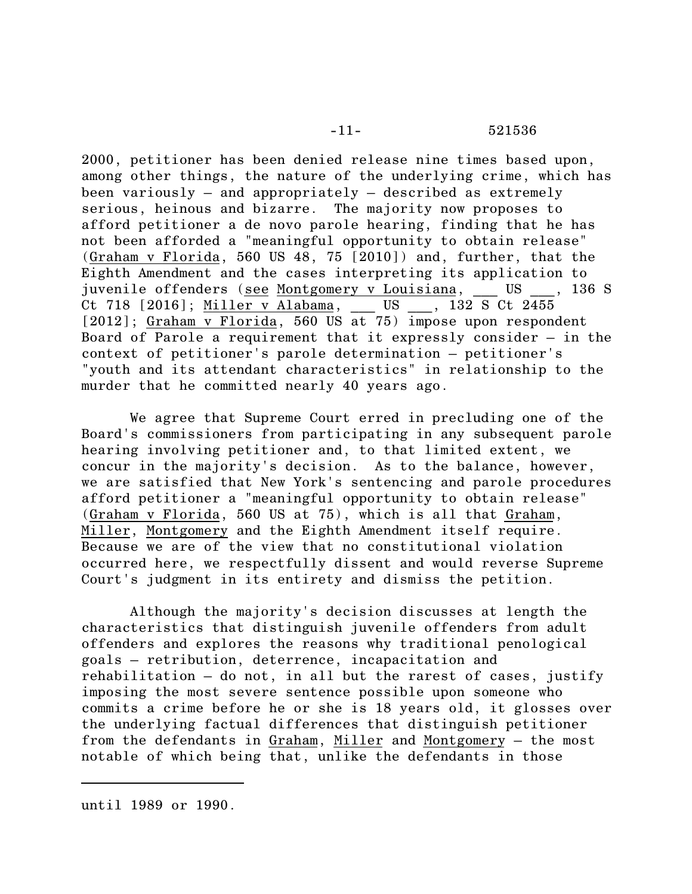2000, petitioner has been denied release nine times based upon, among other things, the nature of the underlying crime, which has been variously – and appropriately – described as extremely serious, heinous and bizarre. The majority now proposes to afford petitioner a de novo parole hearing, finding that he has not been afforded a "meaningful opportunity to obtain release" (Graham v Florida, 560 US 48, 75 [2010]) and, further, that the Eighth Amendment and the cases interpreting its application to juvenile offenders (see Montgomery v Louisiana, ___ US ___, 136 S Ct 718 [2016]; Miller v Alabama, ___ US ___, 132 S Ct 2455 [2012]; Graham v Florida, 560 US at 75) impose upon respondent Board of Parole a requirement that it expressly consider – in the context of petitioner's parole determination – petitioner's "youth and its attendant characteristics" in relationship to the murder that he committed nearly 40 years ago.

We agree that Supreme Court erred in precluding one of the Board's commissioners from participating in any subsequent parole hearing involving petitioner and, to that limited extent, we concur in the majority's decision. As to the balance, however, we are satisfied that New York's sentencing and parole procedures afford petitioner a "meaningful opportunity to obtain release" (Graham v Florida, 560 US at 75), which is all that Graham, Miller, Montgomery and the Eighth Amendment itself require. Because we are of the view that no constitutional violation occurred here, we respectfully dissent and would reverse Supreme Court's judgment in its entirety and dismiss the petition.

Although the majority's decision discusses at length the characteristics that distinguish juvenile offenders from adult offenders and explores the reasons why traditional penological goals – retribution, deterrence, incapacitation and rehabilitation – do not, in all but the rarest of cases, justify imposing the most severe sentence possible upon someone who commits a crime before he or she is 18 years old, it glosses over the underlying factual differences that distinguish petitioner from the defendants in Graham, Miller and Montgomery – the most notable of which being that, unlike the defendants in those

---

until 1989 or 1990.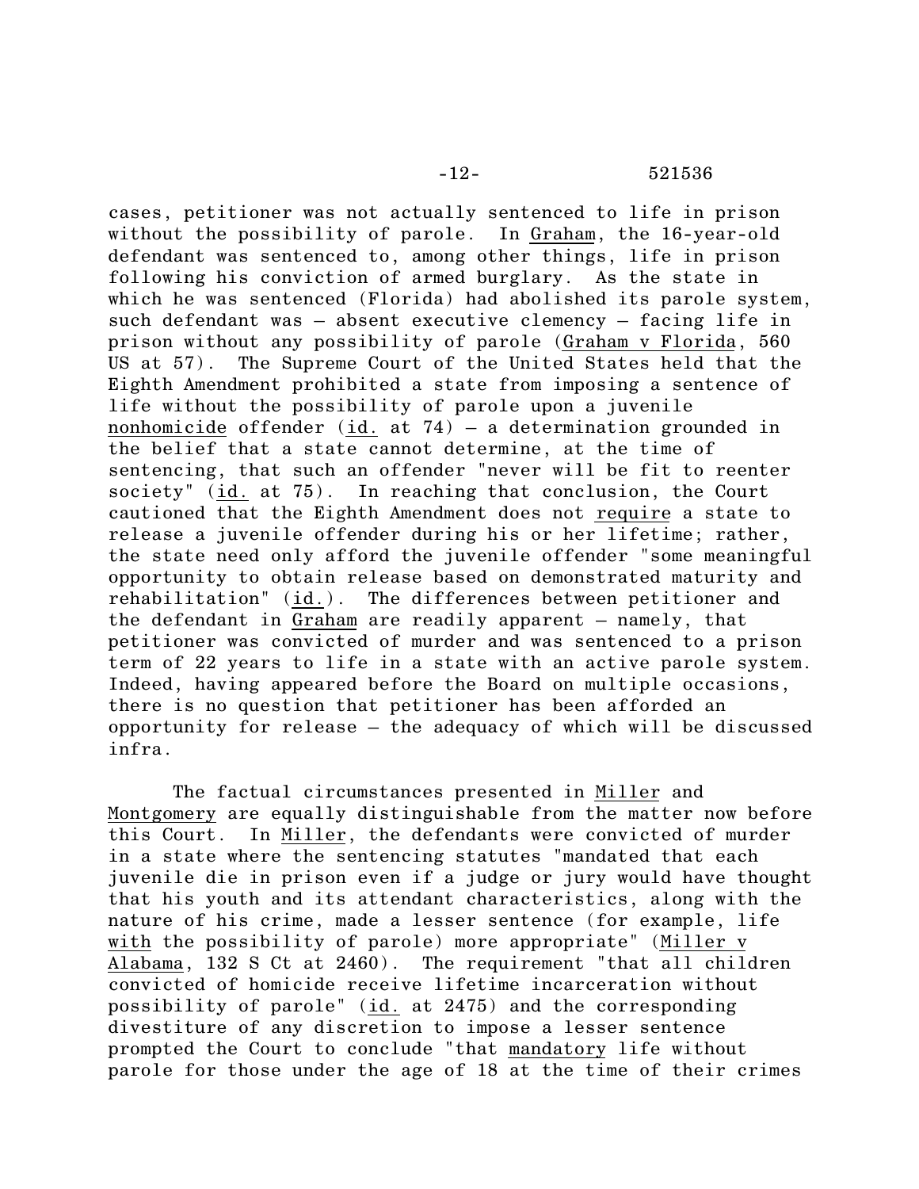cases, petitioner was not actually sentenced to life in prison without the possibility of parole. In Graham, the 16-year-old defendant was sentenced to, among other things, life in prison following his conviction of armed burglary. As the state in which he was sentenced (Florida) had abolished its parole system, such defendant was – absent executive clemency – facing life in prison without any possibility of parole (Graham v Florida, 560 US at 57). The Supreme Court of the United States held that the Eighth Amendment prohibited a state from imposing a sentence of life without the possibility of parole upon a juvenile nonhomicide offender (id. at 74) – a determination grounded in the belief that a state cannot determine, at the time of sentencing, that such an offender "never will be fit to reenter society" (id. at 75). In reaching that conclusion, the Court cautioned that the Eighth Amendment does not require a state to release a juvenile offender during his or her lifetime; rather, the state need only afford the juvenile offender "some meaningful opportunity to obtain release based on demonstrated maturity and rehabilitation" (id.). The differences between petitioner and the defendant in Graham are readily apparent – namely, that petitioner was convicted of murder and was sentenced to a prison term of 22 years to life in a state with an active parole system. Indeed, having appeared before the Board on multiple occasions, there is no question that petitioner has been afforded an opportunity for release – the adequacy of which will be discussed infra.

The factual circumstances presented in Miller and Montgomery are equally distinguishable from the matter now before this Court. In Miller, the defendants were convicted of murder in a state where the sentencing statutes "mandated that each juvenile die in prison even if a judge or jury would have thought that his youth and its attendant characteristics, along with the nature of his crime, made a lesser sentence (for example, life with the possibility of parole) more appropriate" (Miller v Alabama, 132 S Ct at 2460). The requirement "that all children convicted of homicide receive lifetime incarceration without possibility of parole" (id. at 2475) and the corresponding divestiture of any discretion to impose a lesser sentence prompted the Court to conclude "that mandatory life without parole for those under the age of 18 at the time of their crimes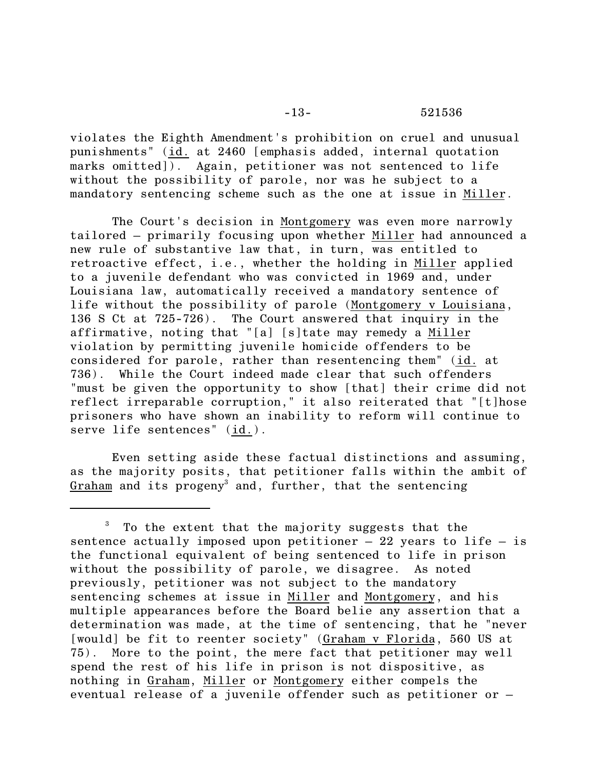violates the Eighth Amendment's prohibition on cruel and unusual punishments" (id. at 2460 [emphasis added, internal quotation marks omitted]). Again, petitioner was not sentenced to life without the possibility of parole, nor was he subject to a mandatory sentencing scheme such as the one at issue in Miller.

The Court's decision in Montgomery was even more narrowly tailored – primarily focusing upon whether Miller had announced a new rule of substantive law that, in turn, was entitled to retroactive effect, i.e., whether the holding in Miller applied to a juvenile defendant who was convicted in 1969 and, under Louisiana law, automatically received a mandatory sentence of life without the possibility of parole (Montgomery v Louisiana, 136 S Ct at 725-726). The Court answered that inquiry in the affirmative, noting that "[a] [s]tate may remedy a Miller violation by permitting juvenile homicide offenders to be considered for parole, rather than resentencing them" (id. at 736). While the Court indeed made clear that such offenders "must be given the opportunity to show [that] their crime did not reflect irreparable corruption," it also reiterated that "[t]hose prisoners who have shown an inability to reform will continue to serve life sentences" (id.).

Even setting aside these factual distinctions and assuming, as the majority posits, that petitioner falls within the ambit of Graham and its progeny[3] and, further, that the sentencing

---

[3] To the extent that the majority suggests that the sentence actually imposed upon petitioner – 22 years to life – is the functional equivalent of being sentenced to life in prison without the possibility of parole, we disagree. As noted previously, petitioner was not subject to the mandatory sentencing schemes at issue in Miller and Montgomery, and his multiple appearances before the Board belie any assertion that a determination was made, at the time of sentencing, that he "never [would] be fit to reenter society" (Graham v Florida, 560 US at 75). More to the point, the mere fact that petitioner may well spend the rest of his life in prison is not dispositive, as nothing in Graham, Miller or Montgomery either compels the eventual release of a juvenile offender such as petitioner or –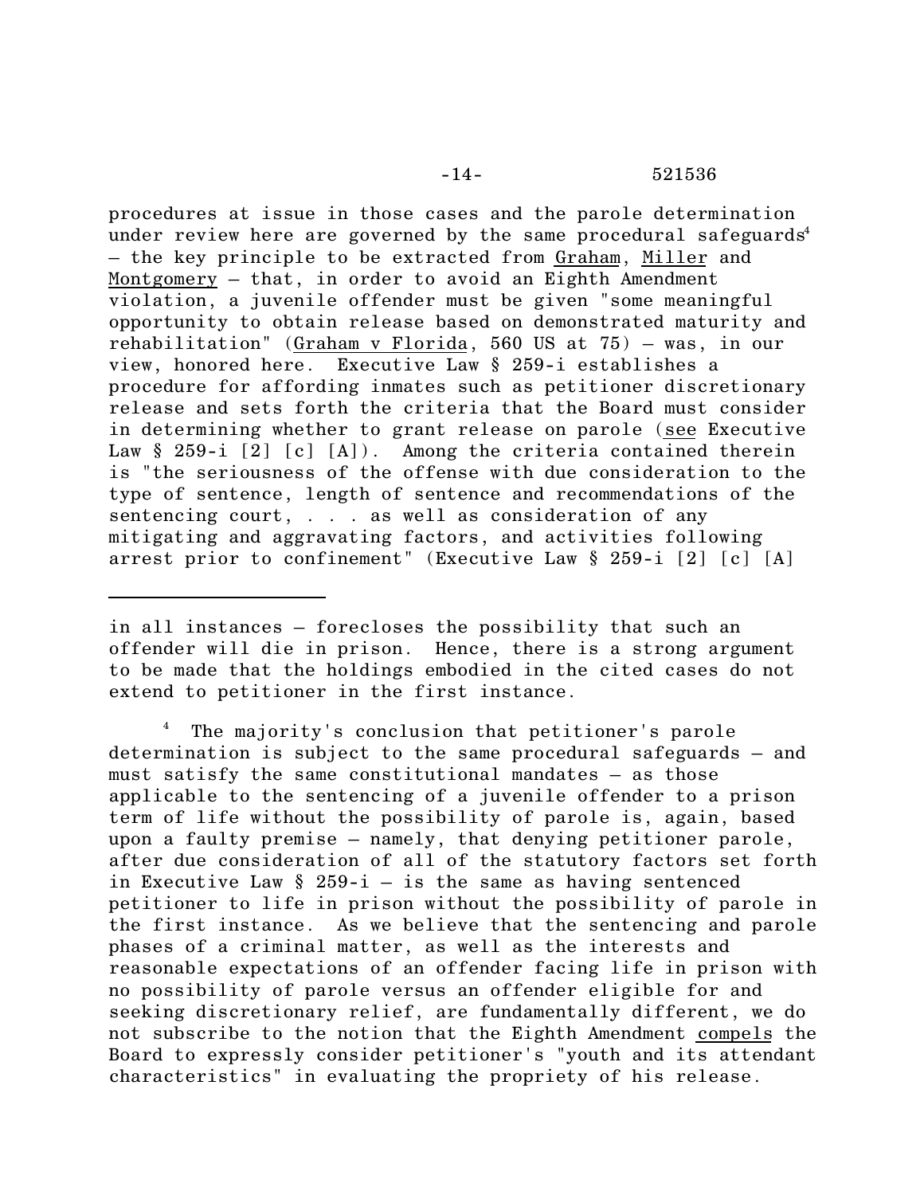procedures at issue in those cases and the parole determination under review here are governed by the same procedural safeguards[4] – the key principle to be extracted from Graham, Miller and Montgomery – that, in order to avoid an Eighth Amendment violation, a juvenile offender must be given "some meaningful opportunity to obtain release based on demonstrated maturity and rehabilitation" (Graham v Florida, 560 US at 75) – was, in our view, honored here. Executive Law § 259-i establishes a procedure for affording inmates such as petitioner discretionary release and sets forth the criteria that the Board must consider in determining whether to grant release on parole (see Executive Law § 259-i [2] [c] [A]). Among the criteria contained therein is "the seriousness of the offense with due consideration to the type of sentence, length of sentence and recommendations of the sentencing court, . . . as well as consideration of any mitigating and aggravating factors, and activities following arrest prior to confinement" (Executive Law § 259-i [2] [c] [A]

---

in all instances – forecloses the possibility that such an offender will die in prison. Hence, there is a strong argument to be made that the holdings embodied in the cited cases do not extend to petitioner in the first instance.

[4] The majority's conclusion that petitioner's parole determination is subject to the same procedural safeguards – and must satisfy the same constitutional mandates – as those applicable to the sentencing of a juvenile offender to a prison term of life without the possibility of parole is, again, based upon a faulty premise – namely, that denying petitioner parole, after due consideration of all of the statutory factors set forth in Executive Law § 259-i – is the same as having sentenced petitioner to life in prison without the possibility of parole in the first instance. As we believe that the sentencing and parole phases of a criminal matter, as well as the interests and reasonable expectations of an offender facing life in prison with no possibility of parole versus an offender eligible for and seeking discretionary relief, are fundamentally different, we do not subscribe to the notion that the Eighth Amendment compels the Board to expressly consider petitioner's "youth and its attendant characteristics" in evaluating the propriety of his release.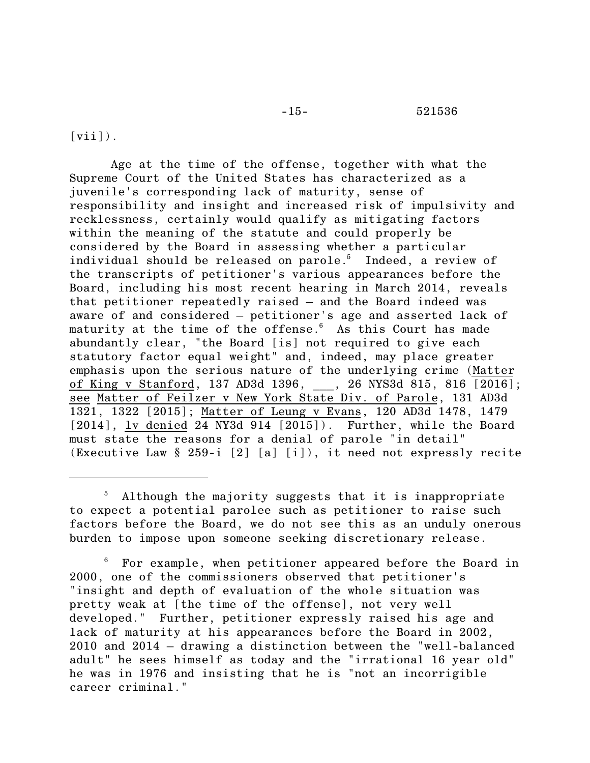[vii]).

Age at the time of the offense, together with what the Supreme Court of the United States has characterized as a juvenile's corresponding lack of maturity, sense of responsibility and insight and increased risk of impulsivity and recklessness, certainly would qualify as mitigating factors within the meaning of the statute and could properly be considered by the Board in assessing whether a particular individual should be released on parole.[5] Indeed, a review of the transcripts of petitioner's various appearances before the Board, including his most recent hearing in March 2014, reveals that petitioner repeatedly raised – and the Board indeed was aware of and considered – petitioner's age and asserted lack of maturity at the time of the offense.[6] As this Court has made abundantly clear, "the Board [is] not required to give each statutory factor equal weight" and, indeed, may place greater emphasis upon the serious nature of the underlying crime (Matter of King v Stanford, 137 AD3d 1396, ___, 26 NYS3d 815, 816 [2016]; see Matter of Feilzer v New York State Div. of Parole, 131 AD3d 1321, 1322 [2015]; Matter of Leung v Evans, 120 AD3d 1478, 1479 [2014], lv denied 24 NY3d 914 [2015]). Further, while the Board must state the reasons for a denial of parole "in detail" (Executive Law § 259-i [2] [a] [i]), it need not expressly recite

---

[5] Although the majority suggests that it is inappropriate to expect a potential parolee such as petitioner to raise such factors before the Board, we do not see this as an unduly onerous burden to impose upon someone seeking discretionary release.

[6] For example, when petitioner appeared before the Board in 2000, one of the commissioners observed that petitioner's "insight and depth of evaluation of the whole situation was pretty weak at [the time of the offense], not very well developed." Further, petitioner expressly raised his age and lack of maturity at his appearances before the Board in 2002, 2010 and 2014 – drawing a distinction between the "well-balanced adult" he sees himself as today and the "irrational 16 year old" he was in 1976 and insisting that he is "not an incorrigible career criminal."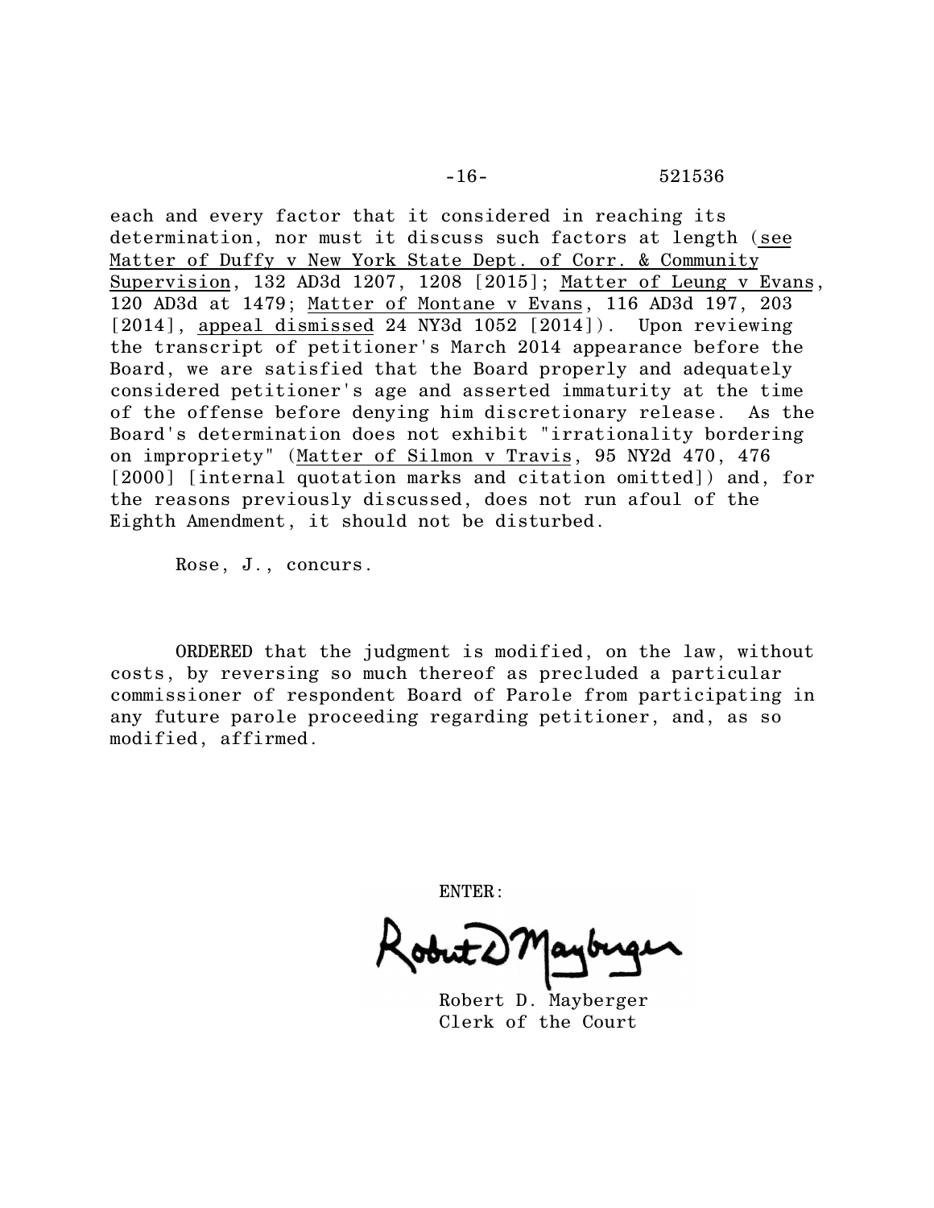each and every factor that it considered in reaching its determination, nor must it discuss such factors at length (see Matter of Duffy v New York State Dept. of Corr. & Community Supervision, 132 AD3d 1207, 1208 [2015]; Matter of Leung v Evans, 120 AD3d at 1479; Matter of Montane v Evans, 116 AD3d 197, 203 [2014], appeal dismissed 24 NY3d 1052 [2014]). Upon reviewing the transcript of petitioner's March 2014 appearance before the Board, we are satisfied that the Board properly and adequately considered petitioner's age and asserted immaturity at the time of the offense before denying him discretionary release. As the Board's determination does not exhibit "irrationality bordering on impropriety" (Matter of Silmon v Travis, 95 NY2d 470, 476 [2000] [internal quotation marks and citation omitted]) and, for the reasons previously discussed, does not run afoul of the Eighth Amendment, it should not be disturbed.

Rose, J., concurs.

ORDERED that the judgment is modified, on the law, without costs, by reversing so much thereof as precluded a particular commissioner of respondent Board of Parole from participating in any future parole proceeding regarding petitioner, and, as so modified, affirmed.

ENTER:

Robert D. Mayberger
Clerk of the Court